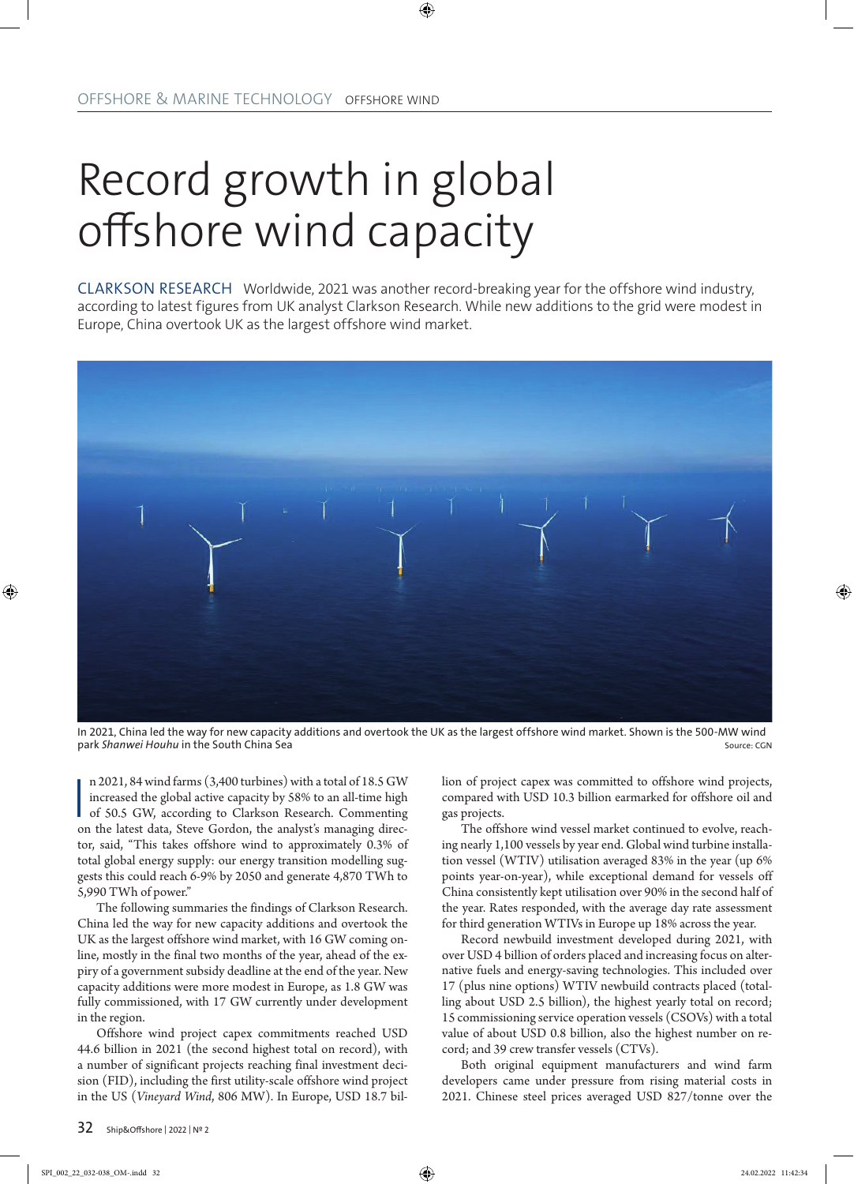OFFSHORE & MARINE TECHNOLOGY OFFSHORE WIND

# Record growth in global offshore wind capacity

CLARKSON RESEARCH Worldwide, 2021 was another record-breaking year for the offshore wind industry, according to latest figures from UK analyst Clarkson Research. While new additions to the grid were modest in Europe, China overtook UK as the largest offshore wind market.

In 2021, China led the way for new capacity additions and overtook the UK as the largest offshore wind market. Shown is the 500-MW wind park *Shanwei Houhu* in the South China Sea
Source: CGN

In 2021, 84 wind farms (3,400 turbines) with a total of 18.5 GW increased the global active capacity by 58% to an all-time high of 50.5 GW, according to Clarkson Research. Commenting on the latest data, Steve Gordon, the analyst's managing director, said, "This takes offshore wind to approximately 0.3% of total global energy supply: our energy transition modelling suggests this could reach 6-9% by 2050 and generate 4,870 TWh to 5,990 TWh of power."

The following summaries the findings of Clarkson Research. China led the way for new capacity additions and overtook the UK as the largest offshore wind market, with 16 GW coming online, mostly in the final two months of the year, ahead of the expiry of a government subsidy deadline at the end of the year. New capacity additions were more modest in Europe, as 1.8 GW was fully commissioned, with 17 GW currently under development in the region.

Offshore wind project capex commitments reached USD 44.6 billion in 2021 (the second highest total on record), with a number of significant projects reaching final investment decision (FID), including the first utility-scale offshore wind project in the US (*Vineyard Wind*, 806 MW). In Europe, USD 18.7 billion of project capex was committed to offshore wind projects, compared with USD 10.3 billion earmarked for offshore oil and gas projects.

The offshore wind vessel market continued to evolve, reaching nearly 1,100 vessels by year end. Global wind turbine installation vessel (WTIV) utilisation averaged 83% in the year (up 6% points year-on-year), while exceptional demand for vessels off China consistently kept utilisation over 90% in the second half of the year. Rates responded, with the average day rate assessment for third generation WTIVs in Europe up 18% across the year.

Record newbuild investment developed during 2021, with over USD 4 billion of orders placed and increasing focus on alternative fuels and energy-saving technologies. This included over 17 (plus nine options) WTIV newbuild contracts placed (totalling about USD 2.5 billion), the highest yearly total on record; 15 commissioning service operation vessels (CSOVs) with a total value of about USD 0.8 billion, also the highest number on record; and 39 crew transfer vessels (CTVs).

Both original equipment manufacturers and wind farm developers came under pressure from rising material costs in 2021. Chinese steel prices averaged USD 827/tonne over the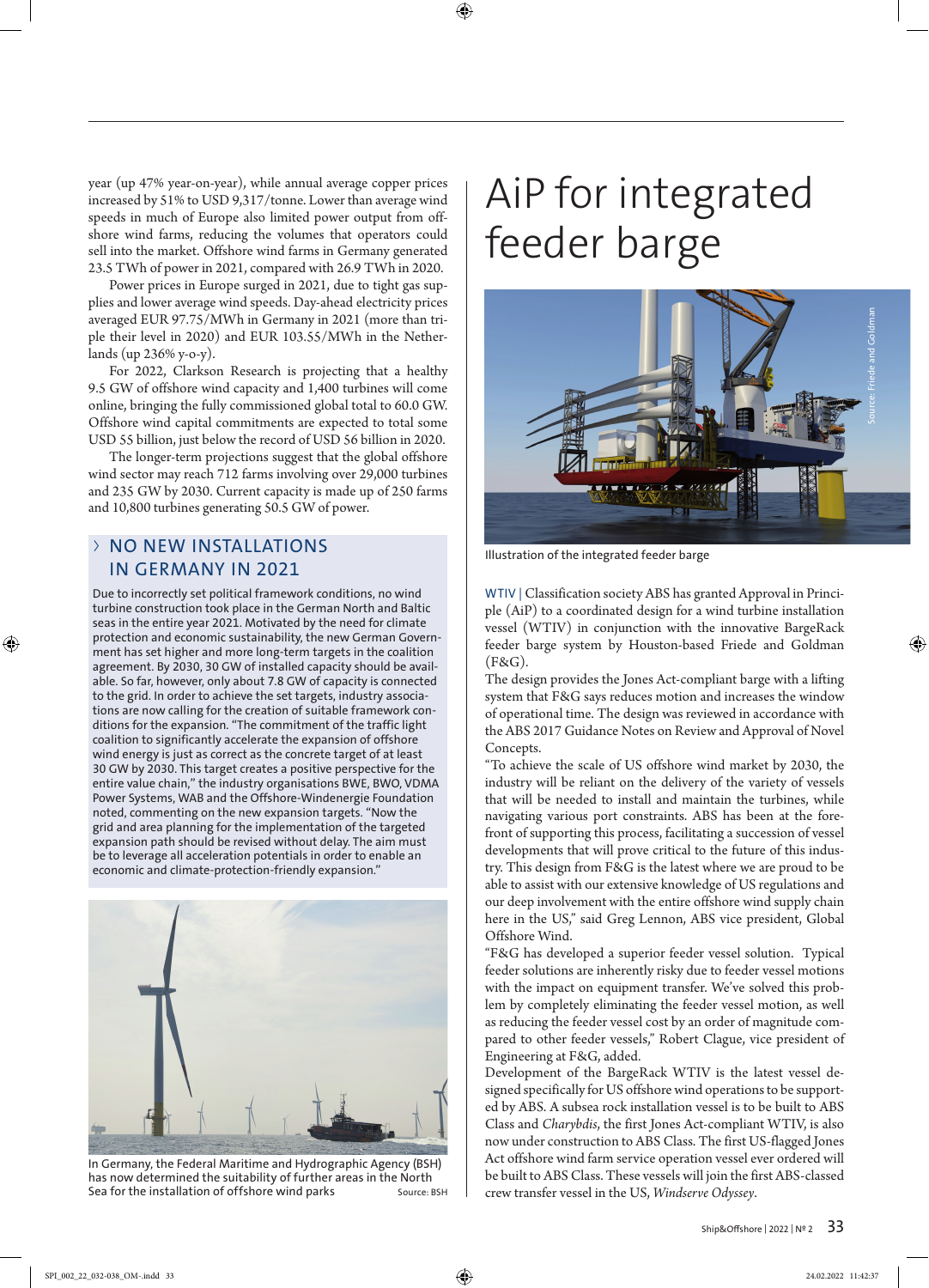year (up 47% year-on-year), while annual average copper prices increased by 51% to USD 9,317/tonne. Lower than average wind speeds in much of Europe also limited power output from offshore wind farms, reducing the volumes that operators could sell into the market. Offshore wind farms in Germany generated 23.5 TWh of power in 2021, compared with 26.9 TWh in 2020.

Power prices in Europe surged in 2021, due to tight gas supplies and lower average wind speeds. Day-ahead electricity prices averaged EUR 97.75/MWh in Germany in 2021 (more than triple their level in 2020) and EUR 103.55/MWh in the Netherlands (up 236% y-o-y).

For 2022, Clarkson Research is projecting that a healthy 9.5 GW of offshore wind capacity and 1,400 turbines will come online, bringing the fully commissioned global total to 60.0 GW. Offshore wind capital commitments are expected to total some USD 55 billion, just below the record of USD 56 billion in 2020.

The longer-term projections suggest that the global offshore wind sector may reach 712 farms involving over 29,000 turbines and 235 GW by 2030. Current capacity is made up of 250 farms and 10,800 turbines generating 50.5 GW of power.

### › NO NEW INSTALLATIONS IN GERMANY IN 2021

Due to incorrectly set political framework conditions, no wind turbine construction took place in the German North and Baltic seas in the entire year 2021. Motivated by the need for climate protection and economic sustainability, the new German Government has set higher and more long-term targets in the coalition agreement. By 2030, 30 GW of installed capacity should be available. So far, however, only about 7.8 GW of capacity is connected to the grid. In order to achieve the set targets, industry associations are now calling for the creation of suitable framework conditions for the expansion. "The commitment of the traffic light coalition to significantly accelerate the expansion of offshore wind energy is just as correct as the concrete target of at least 30 GW by 2030. This target creates a positive perspective for the entire value chain," the industry organisations BWE, BWO, VDMA Power Systems, WAB and the Offshore-Windenergie Foundation noted, commenting on the new expansion targets. "Now the grid and area planning for the implementation of the targeted expansion path should be revised without delay. The aim must be to leverage all acceleration potentials in order to enable an economic and climate-protection-friendly expansion."

In Germany, the Federal Maritime and Hydrographic Agency (BSH) has now determined the suitability of further areas in the North Sea for the installation of offshore wind parks Source: BSH

# AiP for integrated feeder barge

Source: Friede and Goldman

Illustration of the integrated feeder barge

WTIV | Classification society ABS has granted Approval in Principle (AiP) to a coordinated design for a wind turbine installation vessel (WTIV) in conjunction with the innovative BargeRack feeder barge system by Houston-based Friede and Goldman (F&G).

The design provides the Jones Act-compliant barge with a lifting system that F&G says reduces motion and increases the window of operational time. The design was reviewed in accordance with the ABS 2017 Guidance Notes on Review and Approval of Novel Concepts.

"To achieve the scale of US offshore wind market by 2030, the industry will be reliant on the delivery of the variety of vessels that will be needed to install and maintain the turbines, while navigating various port constraints. ABS has been at the forefront of supporting this process, facilitating a succession of vessel developments that will prove critical to the future of this industry. This design from F&G is the latest where we are proud to be able to assist with our extensive knowledge of US regulations and our deep involvement with the entire offshore wind supply chain here in the US," said Greg Lennon, ABS vice president, Global Offshore Wind.

"F&G has developed a superior feeder vessel solution. Typical feeder solutions are inherently risky due to feeder vessel motions with the impact on equipment transfer. We've solved this problem by completely eliminating the feeder vessel motion, as well as reducing the feeder vessel cost by an order of magnitude compared to other feeder vessels," Robert Clague, vice president of Engineering at F&G, added.

Development of the BargeRack WTIV is the latest vessel designed specifically for US offshore wind operations to be supported by ABS. A subsea rock installation vessel is to be built to ABS Class and *Charybdis*, the first Jones Act-compliant WTIV, is also now under construction to ABS Class. The first US-flagged Jones Act offshore wind farm service operation vessel ever ordered will be built to ABS Class. These vessels will join the first ABS-classed crew transfer vessel in the US, *Windserve Odyssey*.